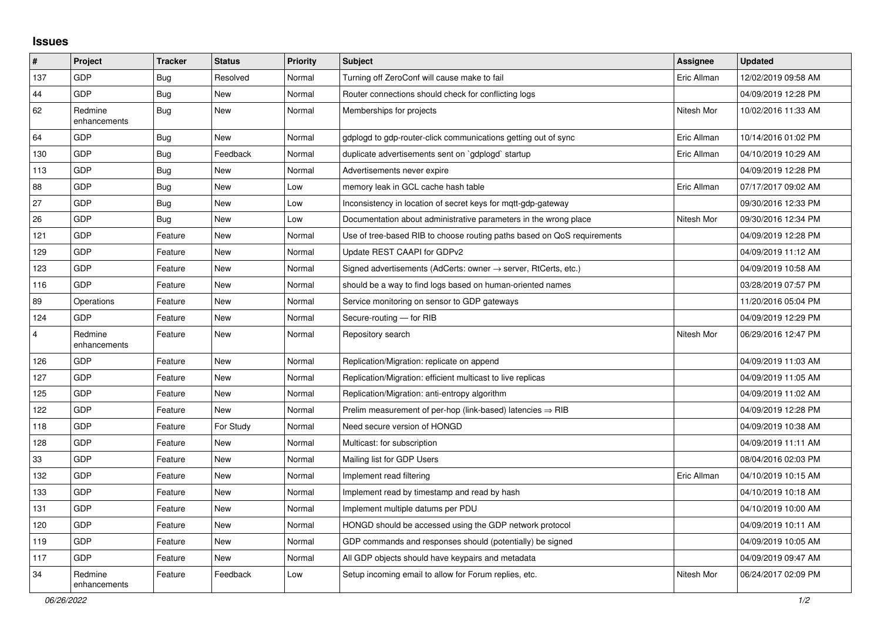## Issues

| # | Project | Tracker | Status | Priority | Subject | Assignee | Updated |
|---|---|---|---|---|---|---|---|
| 137 | GDP | Bug | Resolved | Normal | Turning off ZeroConf will cause make to fail | Eric Allman | 12/02/2019 09:58 AM |
| 44 | GDP | Bug | New | Normal | Router connections should check for conflicting logs | | 04/09/2019 12:28 PM |
| 62 | Redmine enhancements | Bug | New | Normal | Memberships for projects | Nitesh Mor | 10/02/2016 11:33 AM |
| 64 | GDP | Bug | New | Normal | gdplogd to gdp-router-click communications getting out of sync | Eric Allman | 10/14/2016 01:02 PM |
| 130 | GDP | Bug | Feedback | Normal | duplicate advertisements sent on `gdplogd` startup | Eric Allman | 04/10/2019 10:29 AM |
| 113 | GDP | Bug | New | Normal | Advertisements never expire | | 04/09/2019 12:28 PM |
| 88 | GDP | Bug | New | Low | memory leak in GCL cache hash table | Eric Allman | 07/17/2017 09:02 AM |
| 27 | GDP | Bug | New | Low | Inconsistency in location of secret keys for mqtt-gdp-gateway | | 09/30/2016 12:33 PM |
| 26 | GDP | Bug | New | Low | Documentation about administrative parameters in the wrong place | Nitesh Mor | 09/30/2016 12:34 PM |
| 121 | GDP | Feature | New | Normal | Use of tree-based RIB to choose routing paths based on QoS requirements | | 04/09/2019 12:28 PM |
| 129 | GDP | Feature | New | Normal | Update REST CAAPI for GDPv2 | | 04/09/2019 11:12 AM |
| 123 | GDP | Feature | New | Normal | Signed advertisements (AdCerts: owner → server, RtCerts, etc.) | | 04/09/2019 10:58 AM |
| 116 | GDP | Feature | New | Normal | should be a way to find logs based on human-oriented names | | 03/28/2019 07:57 PM |
| 89 | Operations | Feature | New | Normal | Service monitoring on sensor to GDP gateways | | 11/20/2016 05:04 PM |
| 124 | GDP | Feature | New | Normal | Secure-routing — for RIB | | 04/09/2019 12:29 PM |
| 4 | Redmine enhancements | Feature | New | Normal | Repository search | Nitesh Mor | 06/29/2016 12:47 PM |
| 126 | GDP | Feature | New | Normal | Replication/Migration: replicate on append | | 04/09/2019 11:03 AM |
| 127 | GDP | Feature | New | Normal | Replication/Migration: efficient multicast to live replicas | | 04/09/2019 11:05 AM |
| 125 | GDP | Feature | New | Normal | Replication/Migration: anti-entropy algorithm | | 04/09/2019 11:02 AM |
| 122 | GDP | Feature | New | Normal | Prelim measurement of per-hop (link-based) latencies ⇒ RIB | | 04/09/2019 12:28 PM |
| 118 | GDP | Feature | For Study | Normal | Need secure version of HONGD | | 04/09/2019 10:38 AM |
| 128 | GDP | Feature | New | Normal | Multicast: for subscription | | 04/09/2019 11:11 AM |
| 33 | GDP | Feature | New | Normal | Mailing list for GDP Users | | 08/04/2016 02:03 PM |
| 132 | GDP | Feature | New | Normal | Implement read filtering | Eric Allman | 04/10/2019 10:15 AM |
| 133 | GDP | Feature | New | Normal | Implement read by timestamp and read by hash | | 04/10/2019 10:18 AM |
| 131 | GDP | Feature | New | Normal | Implement multiple datums per PDU | | 04/10/2019 10:00 AM |
| 120 | GDP | Feature | New | Normal | HONGD should be accessed using the GDP network protocol | | 04/09/2019 10:11 AM |
| 119 | GDP | Feature | New | Normal | GDP commands and responses should (potentially) be signed | | 04/09/2019 10:05 AM |
| 117 | GDP | Feature | New | Normal | All GDP objects should have keypairs and metadata | | 04/09/2019 09:47 AM |
| 34 | Redmine enhancements | Feature | Feedback | Low | Setup incoming email to allow for Forum replies, etc. | Nitesh Mor | 06/24/2017 02:09 PM |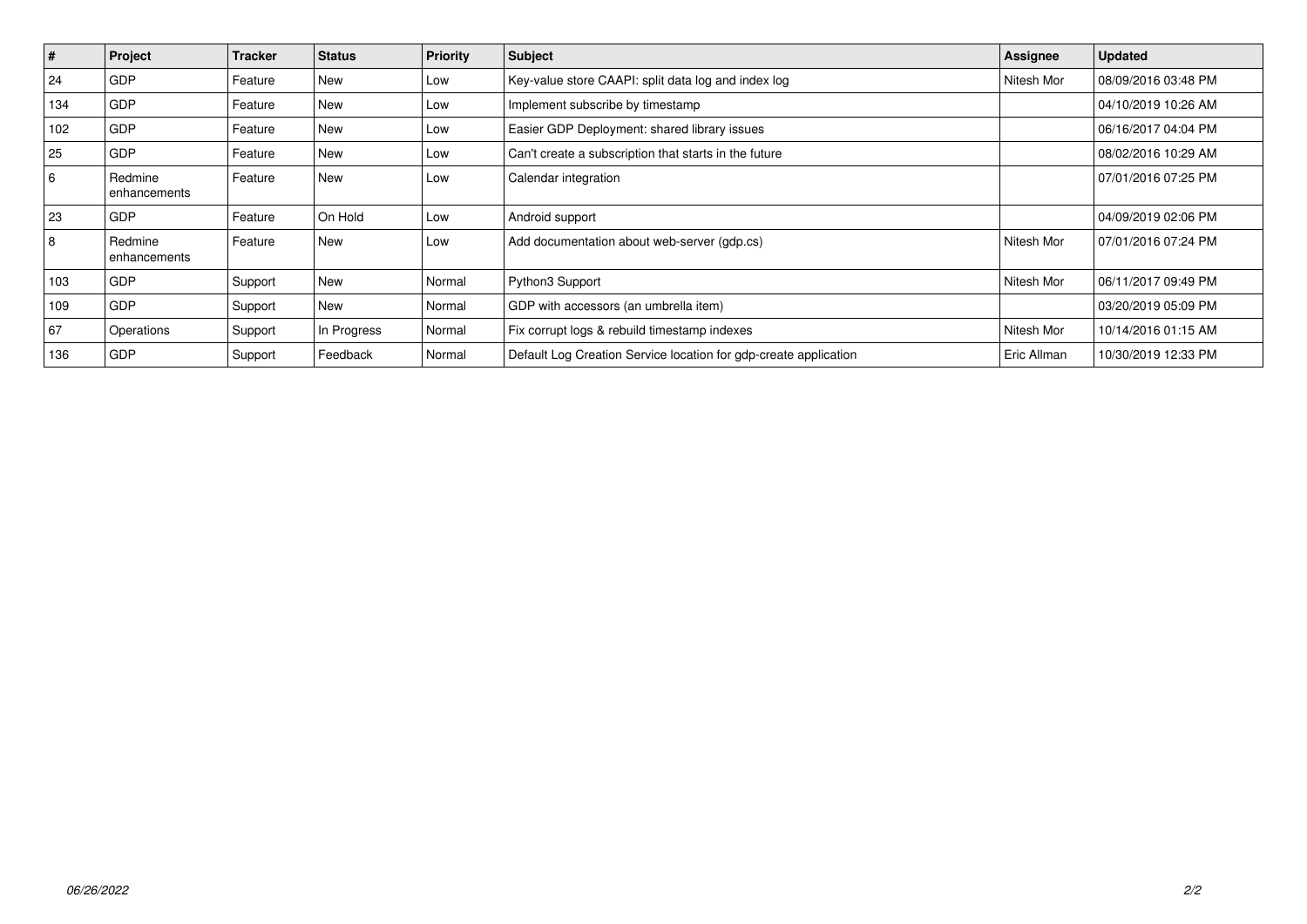| # | Project | Tracker | Status | Priority | Subject | Assignee | Updated |
|---|---|---|---|---|---|---|---|
| 24 | GDP | Feature | New | Low | Key-value store CAAPI: split data log and index log | Nitesh Mor | 08/09/2016 03:48 PM |
| 134 | GDP | Feature | New | Low | Implement subscribe by timestamp | | 04/10/2019 10:26 AM |
| 102 | GDP | Feature | New | Low | Easier GDP Deployment: shared library issues | | 06/16/2017 04:04 PM |
| 25 | GDP | Feature | New | Low | Can't create a subscription that starts in the future | | 08/02/2016 10:29 AM |
| 6 | Redmine enhancements | Feature | New | Low | Calendar integration | | 07/01/2016 07:25 PM |
| 23 | GDP | Feature | On Hold | Low | Android support | | 04/09/2019 02:06 PM |
| 8 | Redmine enhancements | Feature | New | Low | Add documentation about web-server (gdp.cs) | Nitesh Mor | 07/01/2016 07:24 PM |
| 103 | GDP | Support | New | Normal | Python3 Support | Nitesh Mor | 06/11/2017 09:49 PM |
| 109 | GDP | Support | New | Normal | GDP with accessors (an umbrella item) | | 03/20/2019 05:09 PM |
| 67 | Operations | Support | In Progress | Normal | Fix corrupt logs & rebuild timestamp indexes | Nitesh Mor | 10/14/2016 01:15 AM |
| 136 | GDP | Support | Feedback | Normal | Default Log Creation Service location for gdp-create application | Eric Allman | 10/30/2019 12:33 PM |